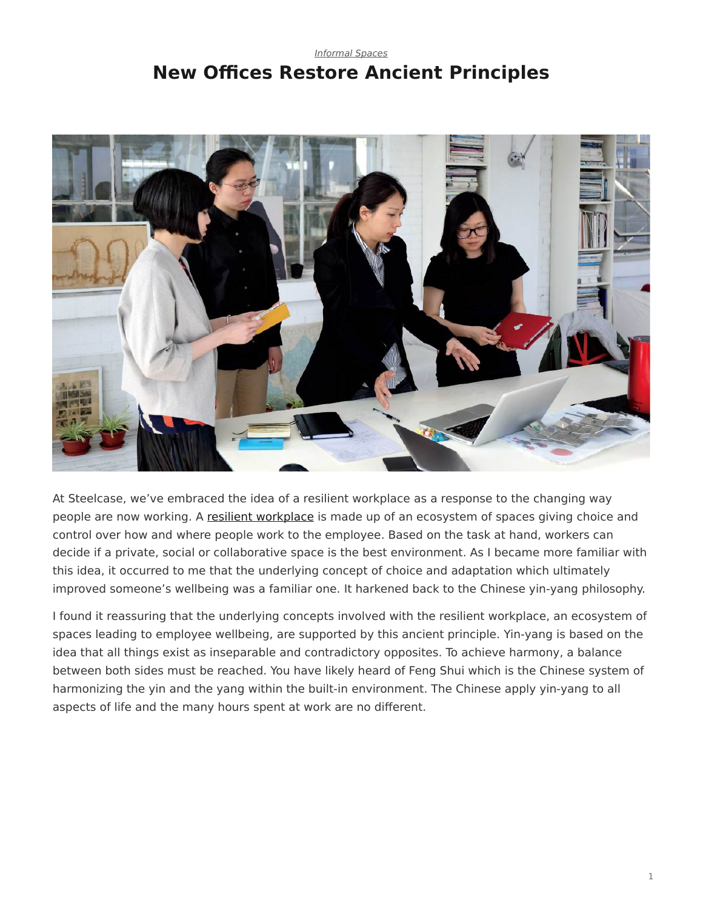*Informal Spaces*

# New Offices Restore Ancient Principles

At Steelcase, we've embraced the idea of a resilient workplace as a response to the changing way people are now working. A resilient workplace is made up of an ecosystem of spaces giving choice and control over how and where people work to the employee. Based on the task at hand, workers can decide if a private, social or collaborative space is the best environment. As I became more familiar with this idea, it occurred to me that the underlying concept of choice and adaptation which ultimately improved someone's wellbeing was a familiar one. It harkened back to the Chinese yin-yang philosophy.

I found it reassuring that the underlying concepts involved with the resilient workplace, an ecosystem of spaces leading to employee wellbeing, are supported by this ancient principle. Yin-yang is based on the idea that all things exist as inseparable and contradictory opposites. To achieve harmony, a balance between both sides must be reached. You have likely heard of Feng Shui which is the Chinese system of harmonizing the yin and the yang within the built-in environment. The Chinese apply yin-yang to all aspects of life and the many hours spent at work are no different.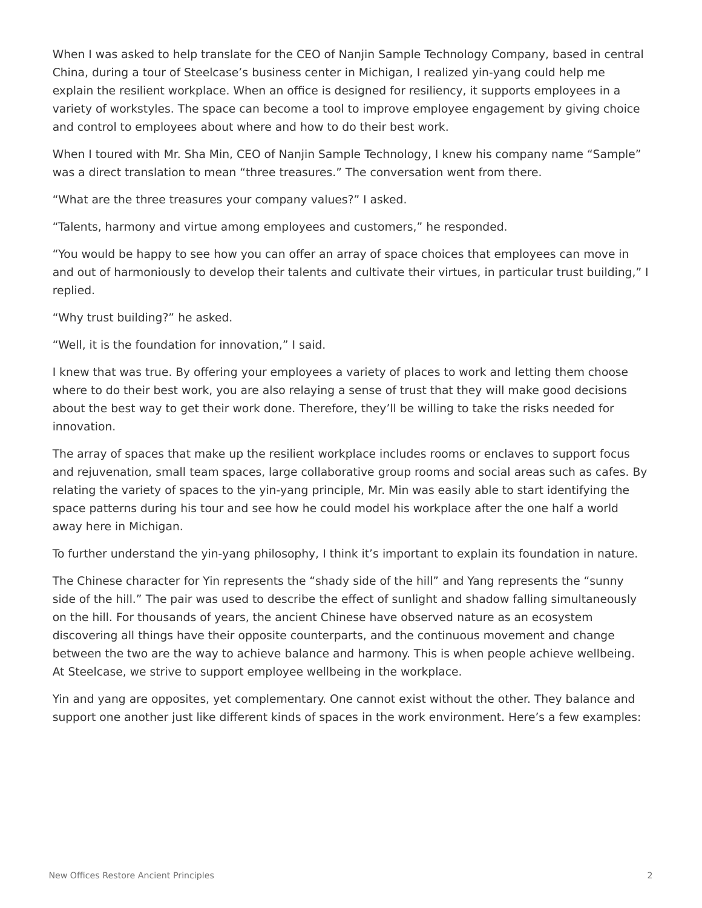When I was asked to help translate for the CEO of Nanjin Sample Technology Company, based in central China, during a tour of Steelcase's business center in Michigan, I realized yin-yang could help me explain the resilient workplace. When an office is designed for resiliency, it supports employees in a variety of workstyles. The space can become a tool to improve employee engagement by giving choice and control to employees about where and how to do their best work.

When I toured with Mr. Sha Min, CEO of Nanjin Sample Technology, I knew his company name "Sample" was a direct translation to mean "three treasures." The conversation went from there.

"What are the three treasures your company values?" I asked.

"Talents, harmony and virtue among employees and customers," he responded.

"You would be happy to see how you can offer an array of space choices that employees can move in and out of harmoniously to develop their talents and cultivate their virtues, in particular trust building," I replied.

"Why trust building?" he asked.

"Well, it is the foundation for innovation," I said.

I knew that was true. By offering your employees a variety of places to work and letting them choose where to do their best work, you are also relaying a sense of trust that they will make good decisions about the best way to get their work done. Therefore, they'll be willing to take the risks needed for innovation.

The array of spaces that make up the resilient workplace includes rooms or enclaves to support focus and rejuvenation, small team spaces, large collaborative group rooms and social areas such as cafes. By relating the variety of spaces to the yin-yang principle, Mr. Min was easily able to start identifying the space patterns during his tour and see how he could model his workplace after the one half a world away here in Michigan.

To further understand the yin-yang philosophy, I think it's important to explain its foundation in nature.

The Chinese character for Yin represents the "shady side of the hill" and Yang represents the "sunny side of the hill." The pair was used to describe the effect of sunlight and shadow falling simultaneously on the hill. For thousands of years, the ancient Chinese have observed nature as an ecosystem discovering all things have their opposite counterparts, and the continuous movement and change between the two are the way to achieve balance and harmony. This is when people achieve wellbeing. At Steelcase, we strive to support employee wellbeing in the workplace.

Yin and yang are opposites, yet complementary. One cannot exist without the other. They balance and support one another just like different kinds of spaces in the work environment. Here's a few examples: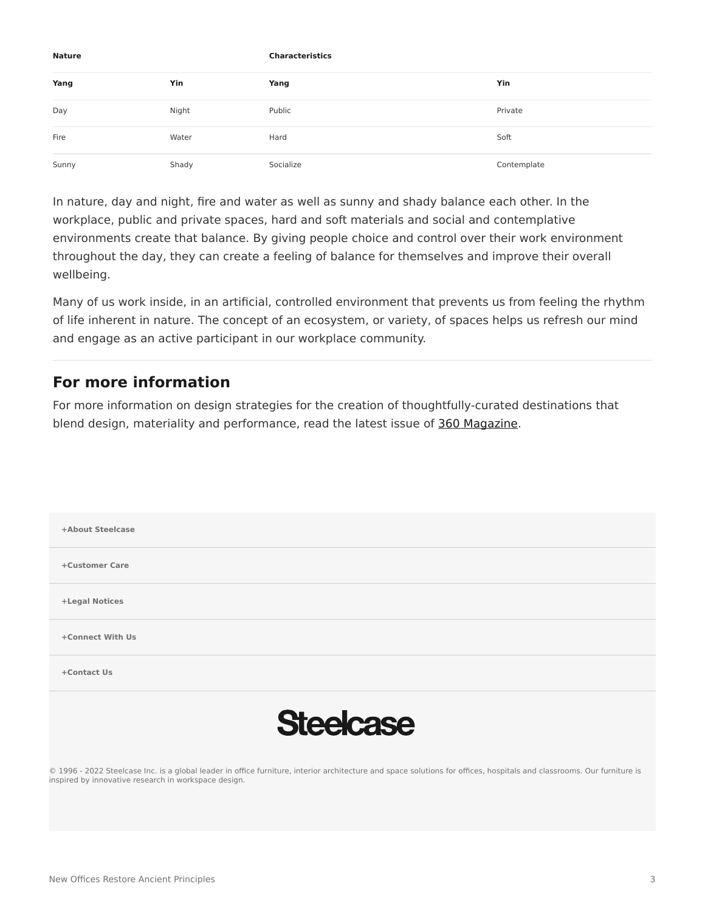| Nature | | Characteristics | |
| --- | --- | --- | --- |
| **Yang** | **Yin** | **Yang** | **Yin** |
| Day | Night | Public | Private |
| Fire | Water | Hard | Soft |
| Sunny | Shady | Socialize | Contemplate |

In nature, day and night, fire and water as well as sunny and shady balance each other. In the workplace, public and private spaces, hard and soft materials and social and contemplative environments create that balance. By giving people choice and control over their work environment throughout the day, they can create a feeling of balance for themselves and improve their overall wellbeing.

Many of us work inside, in an artificial, controlled environment that prevents us from feeling the rhythm of life inherent in nature. The concept of an ecosystem, or variety, of spaces helps us refresh our mind and engage as an active participant in our workplace community.

## For more information

For more information on design strategies for the creation of thoughtfully-curated destinations that blend design, materiality and performance, read the latest issue of 360 Magazine.

+About Steelcase

+Customer Care

+Legal Notices

+Connect With Us

+Contact Us

Steelcase

© 1996 - 2022 Steelcase Inc. is a global leader in office furniture, interior architecture and space solutions for offices, hospitals and classrooms. Our furniture is inspired by innovative research in workspace design.